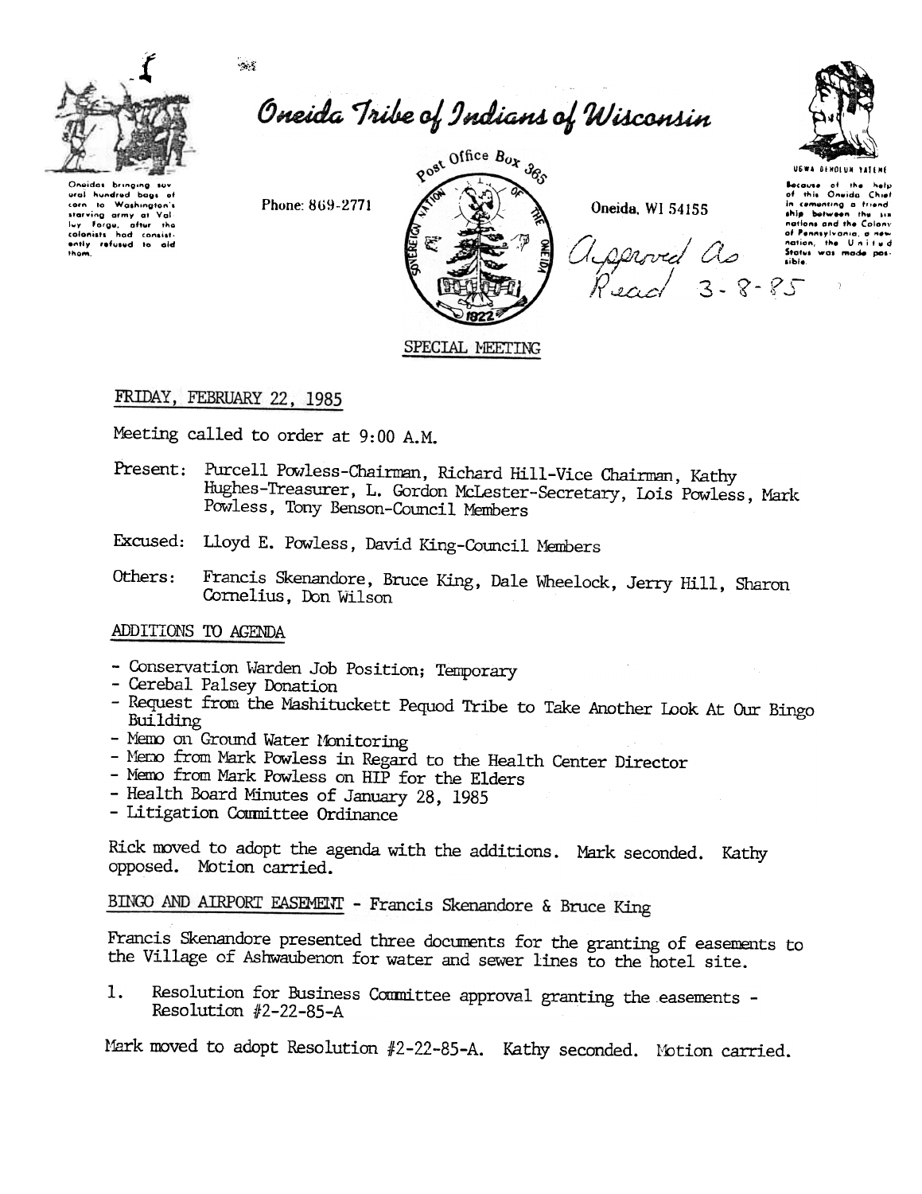Oneidas bringing several hundred bags of corn to Washington's starving army at Valley Forge, after the colonists had consistently refused to aid them.

# Oneida Tribe of Indians of Wisconsin

Phone: 869-2771

Post Office Box 365

Oneida, WI 54155

UGWA DEHOLUN YATEHE

Because of the help of this Oneida Chief in cementing a friendship between the six nations and the Colony of Pennsylvania, a new nation, the United States was made possible.

Approved As Read 3-8-85

## SPECIAL MEETING

FRIDAY, FEBRUARY 22, 1985

Meeting called to order at 9:00 A.M.

Present: Purcell Powless-Chairman, Richard Hill-Vice Chairman, Kathy Hughes-Treasurer, L. Gordon McLester-Secretary, Lois Powless, Mark Powless, Tony Benson-Council Members

Excused: Lloyd E. Powless, David King-Council Members

Others: Francis Skenandore, Bruce King, Dale Wheelock, Jerry Hill, Sharon Cornelius, Don Wilson

### ADDITIONS TO AGENDA

- Conservation Warden Job Position; Temporary
- Cerebal Palsey Donation
- Request from the Mashituckett Pequod Tribe to Take Another Look At Our Bingo Building
- Memo on Ground Water Monitoring
- Memo from Mark Powless in Regard to the Health Center Director
- Memo from Mark Powless on HIP for the Elders
- Health Board Minutes of January 28, 1985
- Litigation Committee Ordinance

Rick moved to adopt the agenda with the additions. Mark seconded. Kathy opposed. Motion carried.

### BINGO AND AIRPORT EASEMENT - Francis Skenandore & Bruce King

Francis Skenandore presented three documents for the granting of easements to the Village of Ashwaubenon for water and sewer lines to the hotel site.

1. Resolution for Business Committee approval granting the easements - Resolution #2-22-85-A

Mark moved to adopt Resolution #2-22-85-A. Kathy seconded. Motion carried.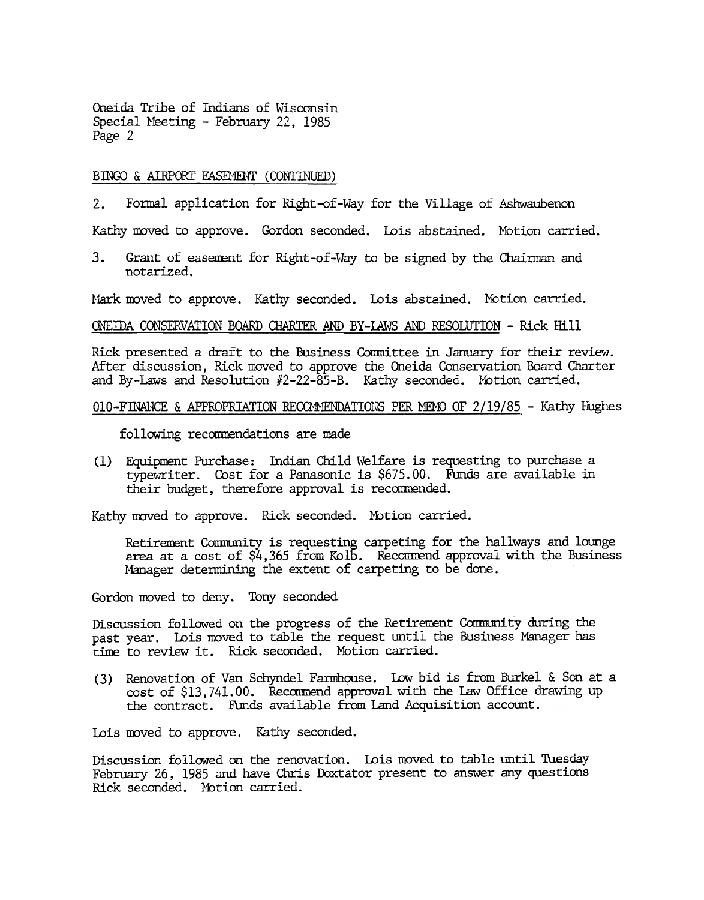BINGO & AIRPORT EASEMENT (CONTINUED)

2. Formal application for Right-of-Way for the Village of Ashwaubenon

Kathy moved to approve. Gordon seconded. Lois abstained. Motion carried.

3. Grant of easement for Right-of-Way to be signed by the Chairman and notarized.

Mark moved to approve. Kathy seconded. Lois abstained. Motion carried.

ONEIDA CONSERVATION BOARD CHARTER AND BY-LAWS AND RESOLUTION - Rick Hill

Rick presented a draft to the Business Committee in January for their review. After discussion, Rick moved to approve the Oneida Conservation Board Charter and By-Laws and Resolution #2-22-85-B. Kathy seconded. Motion carried.

010-FINANCE & APPROPRIATION RECOMMENDATIONS PER MEMO OF 2/19/85 - Kathy Hughes

following recommendations are made

(1) Equipment Purchase: Indian Child Welfare is requesting to purchase a typewriter. Cost for a Panasonic is $675.00. Funds are available in their budget, therefore approval is recommended.

Kathy moved to approve. Rick seconded. Motion carried.

Retirement Community is requesting carpeting for the hallways and lounge area at a cost of $4,365 from Kolb. Recommend approval with the Business Manager determining the extent of carpeting to be done.

Gordon moved to deny. Tony seconded

Discussion followed on the progress of the Retirement Community during the past year. Lois moved to table the request until the Business Manager has time to review it. Rick seconded. Motion carried.

(3) Renovation of Van Schyndel Farmhouse. Low bid is from Burkel & Son at a cost of $13,741.00. Recommend approval with the Law Office drawing up the contract. Funds available from Land Acquisition account.

Lois moved to approve. Kathy seconded.

Discussion followed on the renovation. Lois moved to table until Tuesday February 26, 1985 and have Chris Doxtator present to answer any questions Rick seconded. Motion carried.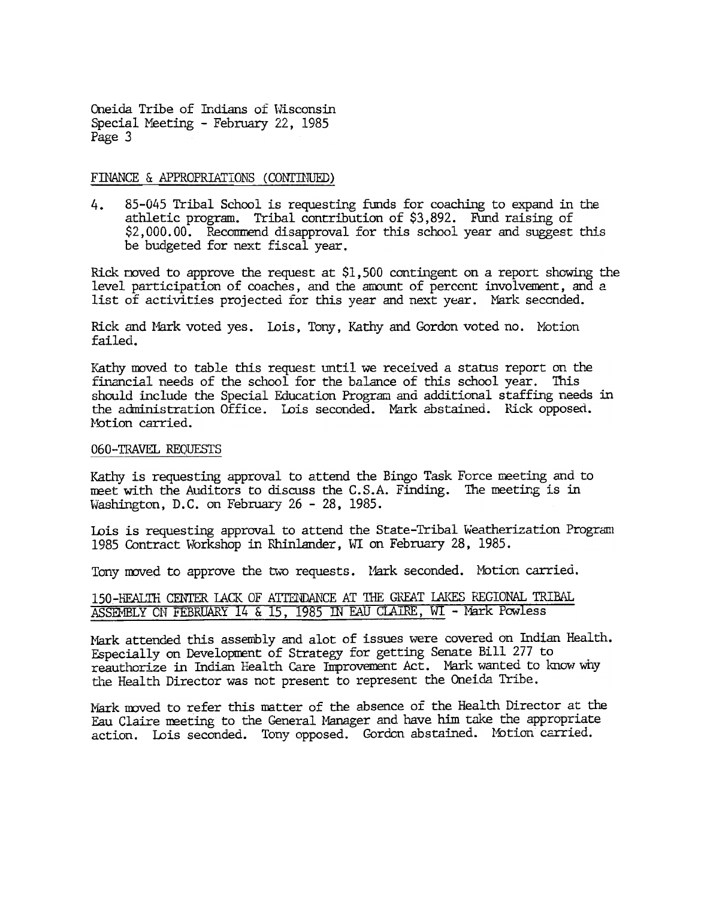## FINANCE & APPROPRIATIONS (CONTINUED)

4. 85-045 Tribal School is requesting funds for coaching to expand in the athletic program. Tribal contribution of $3,892. Fund raising of $2,000.00. Recommend disapproval for this school year and suggest this be budgeted for next fiscal year.

Rick moved to approve the request at $1,500 contingent on a report showing the level participation of coaches, and the amount of percent involvement, and a list of activities projected for this year and next year. Mark seconded.

Rick and Mark voted yes. Lois, Tony, Kathy and Gordon voted no. Motion failed.

Kathy moved to table this request until we received a status report on the financial needs of the school for the balance of this school year. This should include the Special Education Program and additional staffing needs in the administration Office. Lois seconded. Mark abstained. Rick opposed. Motion carried.

## 060-TRAVEL REQUESTS

Kathy is requesting approval to attend the Bingo Task Force meeting and to meet with the Auditors to discuss the C.S.A. Finding. The meeting is in Washington, D.C. on February 26 - 28, 1985.

Lois is requesting approval to attend the State-Tribal Weatherization Program 1985 Contract Workshop in Rhinlander, WI on February 28, 1985.

Tony moved to approve the two requests. Mark seconded. Motion carried.

## 150-HEALTH CENTER LACK OF ATTENDANCE AT THE GREAT LAKES REGIONAL TRIBAL ASSEMBLY ON FEBRUARY 14 & 15, 1985 IN EAU CLAIRE, WI - Mark Powless

Mark attended this assembly and alot of issues were covered on Indian Health. Especially on Development of Strategy for getting Senate Bill 277 to reauthorize in Indian Health Care Improvement Act. Mark wanted to know why the Health Director was not present to represent the Oneida Tribe.

Mark moved to refer this matter of the absence of the Health Director at the Eau Claire meeting to the General Manager and have him take the appropriate action. Lois seconded. Tony opposed. Gordon abstained. Motion carried.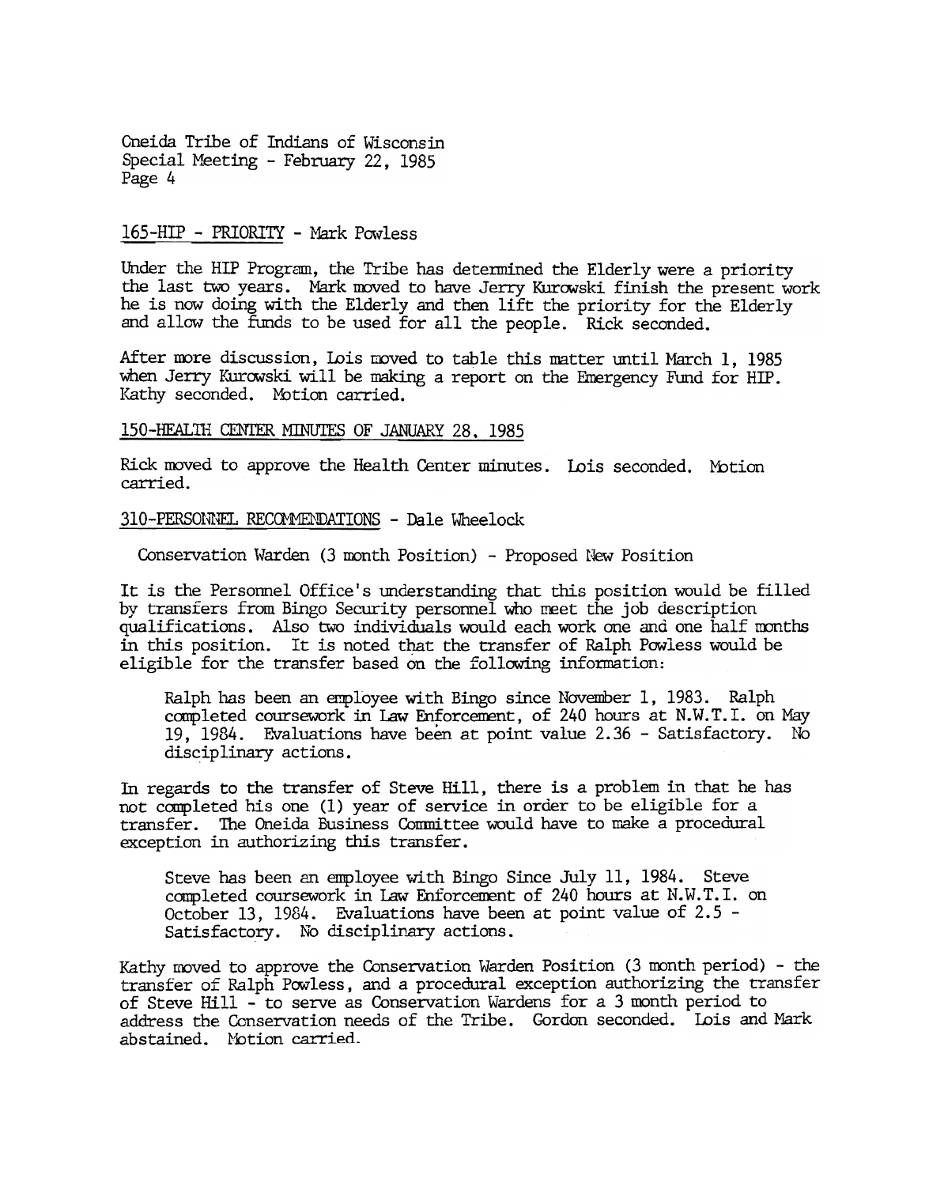## 165-HIP - PRIORITY - Mark Powless

Under the HIP Program, the Tribe has determined the Elderly were a priority the last two years. Mark moved to have Jerry Kurowski finish the present work he is now doing with the Elderly and then lift the priority for the Elderly and allow the funds to be used for all the people. Rick seconded.

After more discussion, Lois moved to table this matter until March 1, 1985 when Jerry Kurowski will be making a report on the Emergency Fund for HIP. Kathy seconded. Motion carried.

## 150-HEALTH CENTER MINUTES OF JANUARY 28, 1985

Rick moved to approve the Health Center minutes. Lois seconded. Motion carried.

## 310-PERSONNEL RECOMMENDATIONS - Dale Wheelock

Conservation Warden (3 month Position) - Proposed New Position

It is the Personnel Office's understanding that this position would be filled by transfers from Bingo Security personnel who meet the job description qualifications. Also two individuals would each work one and one half months in this position. It is noted that the transfer of Ralph Powless would be eligible for the transfer based on the following information:

> Ralph has been an employee with Bingo since November 1, 1983. Ralph completed coursework in Law Enforcement, of 240 hours at N.W.T.I. on May 19, 1984. Evaluations have been at point value 2.36 - Satisfactory. No disciplinary actions.

In regards to the transfer of Steve Hill, there is a problem in that he has not completed his one (1) year of service in order to be eligible for a transfer. The Oneida Business Committee would have to make a procedural exception in authorizing this transfer.

> Steve has been an employee with Bingo Since July 11, 1984. Steve completed coursework in Law Enforcement of 240 hours at N.W.T.I. on October 13, 1984. Evaluations have been at point value of 2.5 - Satisfactory. No disciplinary actions.

Kathy moved to approve the Conservation Warden Position (3 month period) - the transfer of Ralph Powless, and a procedural exception authorizing the transfer of Steve Hill - to serve as Conservation Wardens for a 3 month period to address the Conservation needs of the Tribe. Gordon seconded. Lois and Mark abstained. Motion carried.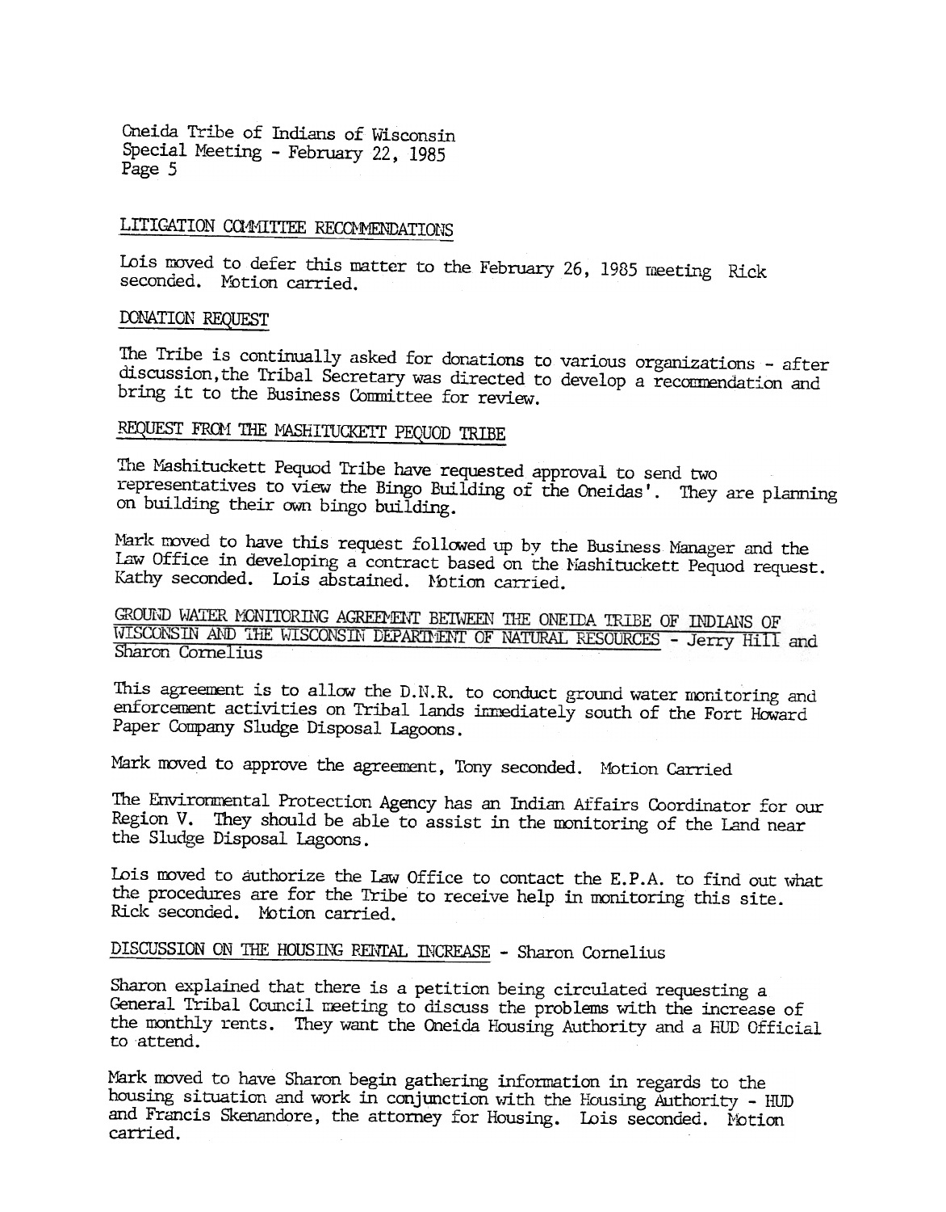## LITIGATION COMMITTEE RECOMMENDATIONS

Lois moved to defer this matter to the February 26, 1985 meeting Rick seconded. Motion carried.

## DONATION REQUEST

The Tribe is continually asked for donations to various organizations - after discussion, the Tribal Secretary was directed to develop a recommendation and bring it to the Business Committee for review.

## REQUEST FROM THE MASHITUCKETT PEQUOD TRIBE

The Mashituckett Pequod Tribe have requested approval to send two representatives to view the Bingo Building of the Oneidas'. They are planning on building their own bingo building.

Mark moved to have this request followed up by the Business Manager and the Law Office in developing a contract based on the Mashituckett Pequod request. Kathy seconded. Lois abstained. Motion carried.

## GROUND WATER MONITORING AGREEMENT BETWEEN THE ONEIDA TRIBE OF INDIANS OF WISCONSIN AND THE WISCONSIN DEPARTMENT OF NATURAL RESOURCES - Jerry Hill and Sharon Cornelius

This agreement is to allow the D.N.R. to conduct ground water monitoring and enforcement activities on Tribal lands immediately south of the Fort Howard Paper Company Sludge Disposal Lagoons.

Mark moved to approve the agreement, Tony seconded. Motion Carried

The Environmental Protection Agency has an Indian Affairs Coordinator for our Region V. They should be able to assist in the monitoring of the Land near the Sludge Disposal Lagoons.

Lois moved to authorize the Law Office to contact the E.P.A. to find out what the procedures are for the Tribe to receive help in monitoring this site. Rick seconded. Motion carried.

## DISCUSSION ON THE HOUSING RENTAL INCREASE - Sharon Cornelius

Sharon explained that there is a petition being circulated requesting a General Tribal Council meeting to discuss the problems with the increase of the monthly rents. They want the Oneida Housing Authority and a HUD Official to attend.

Mark moved to have Sharon begin gathering information in regards to the housing situation and work in conjunction with the Housing Authority - HUD and Francis Skenandore, the attorney for Housing. Lois seconded. Motion carried.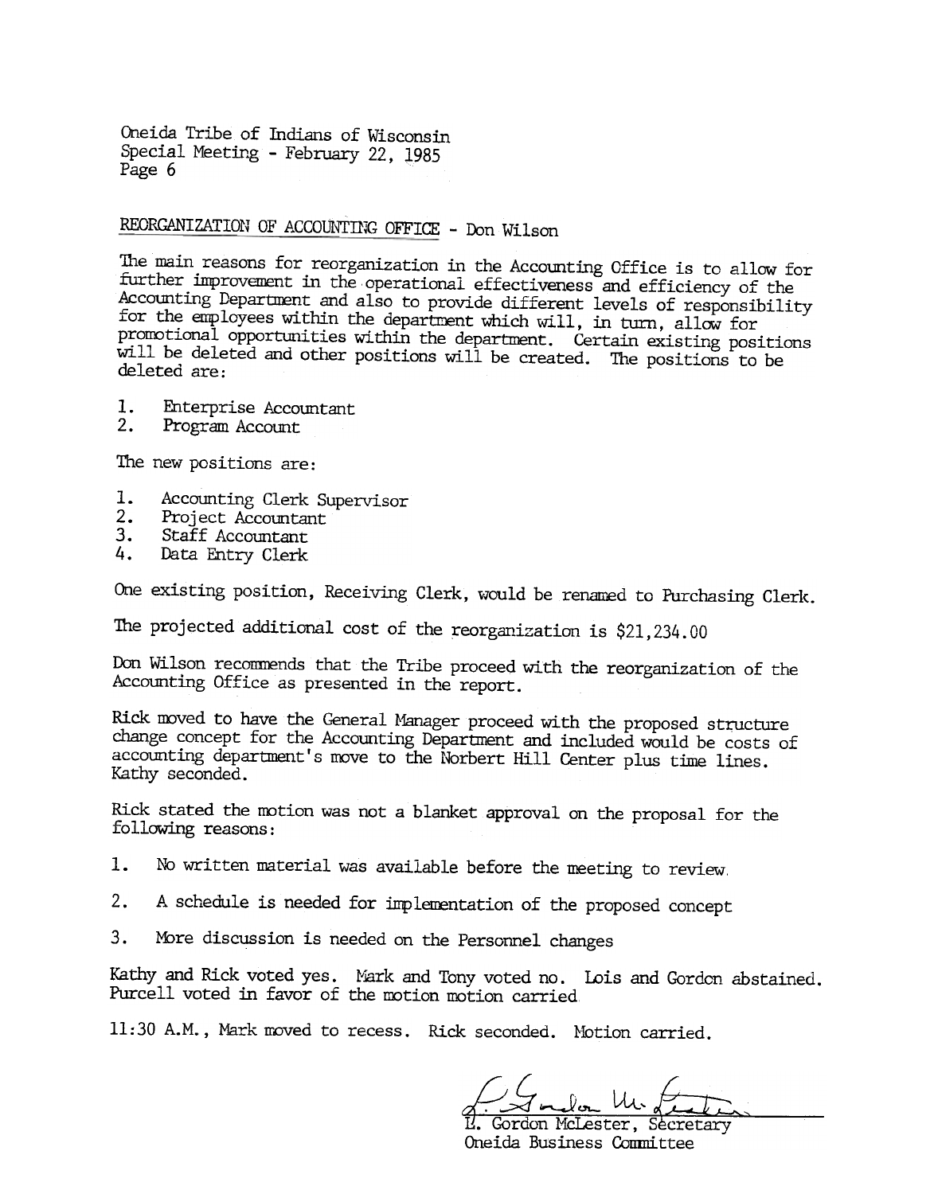## REORGANIZATION OF ACCOUNTING OFFICE - Don Wilson

The main reasons for reorganization in the Accounting Office is to allow for further improvement in the operational effectiveness and efficiency of the Accounting Department and also to provide different levels of responsibility for the employees within the department which will, in turn, allow for promotional opportunities within the department. Certain existing positions will be deleted and other positions will be created. The positions to be deleted are:

1. Enterprise Accountant
2. Program Account

The new positions are:

1. Accounting Clerk Supervisor
2. Project Accountant
3. Staff Accountant
4. Data Entry Clerk

One existing position, Receiving Clerk, would be renamed to Purchasing Clerk.

The projected additional cost of the reorganization is $21,234.00

Don Wilson recommends that the Tribe proceed with the reorganization of the Accounting Office as presented in the report.

Rick moved to have the General Manager proceed with the proposed structure change concept for the Accounting Department and included would be costs of accounting department's move to the Norbert Hill Center plus time lines. Kathy seconded.

Rick stated the motion was not a blanket approval on the proposal for the following reasons:

1. No written material was available before the meeting to review.
2. A schedule is needed for implementation of the proposed concept
3. More discussion is needed on the Personnel changes

Kathy and Rick voted yes. Mark and Tony voted no. Lois and Gordon abstained. Purcell voted in favor of the motion motion carried

11:30 A.M., Mark moved to recess. Rick seconded. Motion carried.

L. Gordon McLester, Secretary
Oneida Business Committee